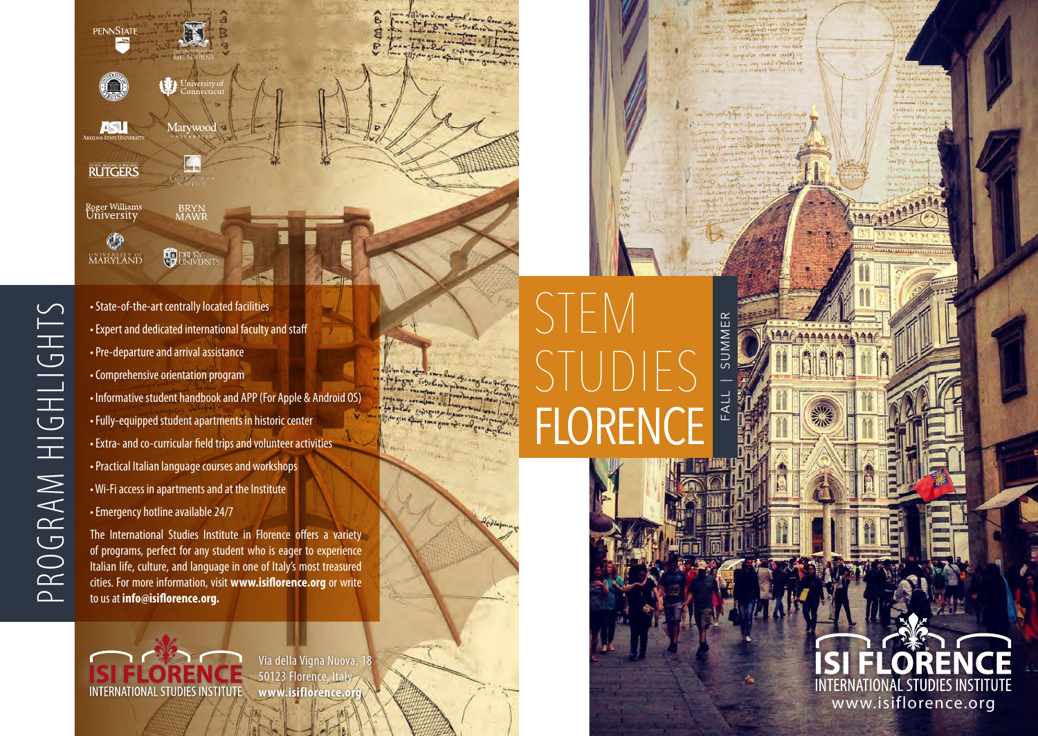PENNSTATE

THE UNIVERSITY OF MELBOURNE

University of Connecticut

ASU ARIZONA STATE UNIVERSITY

Marywood UNIVERSITY

RUTGERS

CONNECTICUT COLLEGE

Roger Williams University

BRYN MAWR

UNIVERSITY OF MARYLAND

DRURY UNIVERSITY

# PROGRAM HIGHLIGHTS

- State-of-the-art centrally located facilities
- Expert and dedicated international faculty and staff
- Pre-departure and arrival assistance
- Comprehensive orientation program
- Informative student handbook and APP (For Apple & Android OS)
- Fully-equipped student apartments in historic center
- Extra- and co-curricular field trips and volunteer activities
- Practical Italian language courses and workshops
- Wi-Fi access in apartments and at the Institute
- Emergency hotline available 24/7

The International Studies Institute in Florence offers a variety of programs, perfect for any student who is eager to experience Italian life, culture, and language in one of Italy's most treasured cities. For more information, visit **www.isiflorence.org** or write to us at **info@isiflorence.org.**

ISI FLORENCE
INTERNATIONAL STUDIES INSTITUTE

Via della Vigna Nuova, 18
50123 Florence, Italy
**www.isiflorence.org**

# STEM STUDIES FLORENCE

FALL | SUMMER

ISI FLORENCE
INTERNATIONAL STUDIES INSTITUTE
www.isiflorence.org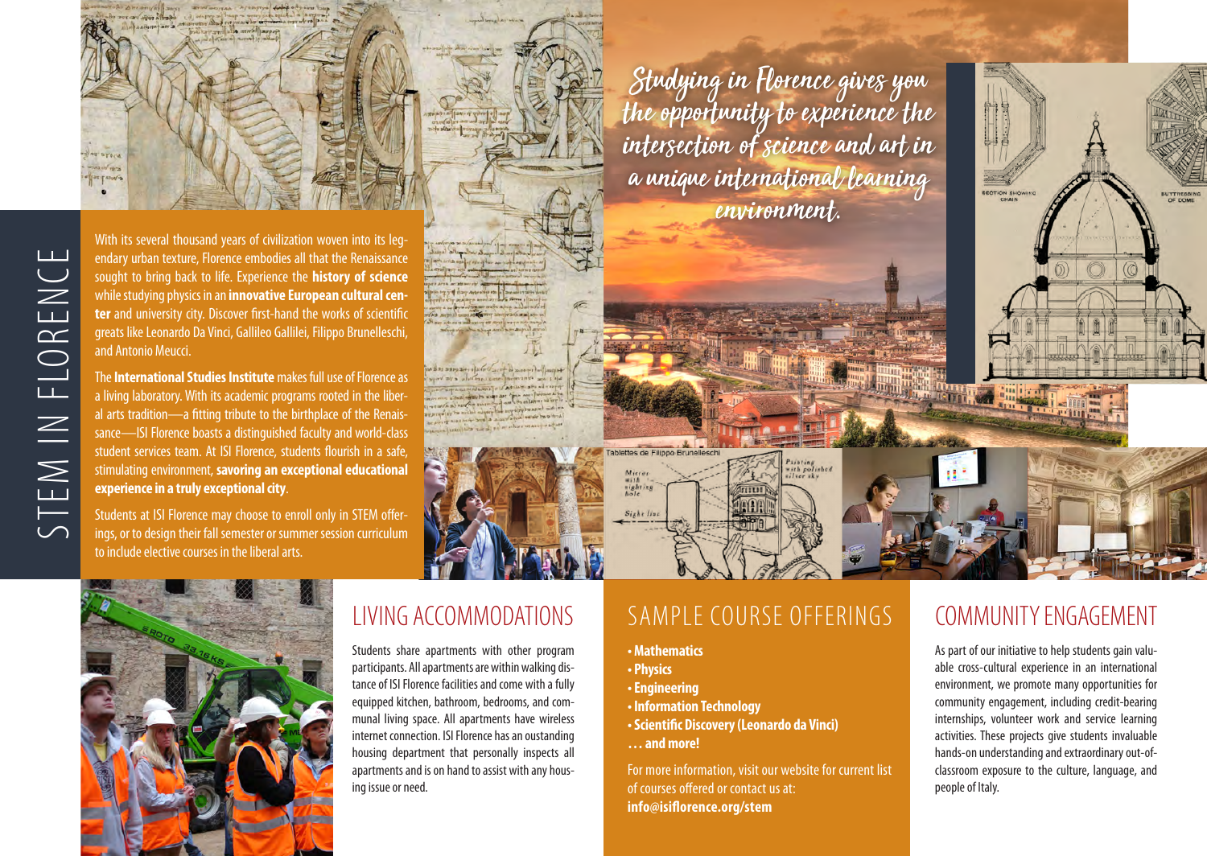# STEM IN FLORENCE

With its several thousand years of civilization woven into its legendary urban texture, Florence embodies all that the Renaissance sought to bring back to life. Experience the **history of science** while studying physics in an **innovative European cultural center** and university city. Discover first-hand the works of scientific greats like Leonardo Da Vinci, Gallileo Gallilei, Filippo Brunelleschi, and Antonio Meucci.

The **International Studies Institute** makes full use of Florence as a living laboratory. With its academic programs rooted in the liberal arts tradition—a fitting tribute to the birthplace of the Renaissance—ISI Florence boasts a distinguished faculty and world-class student services team. At ISI Florence, students flourish in a safe, stimulating environment, **savoring an exceptional educational experience in a truly exceptional city**.

Students at ISI Florence may choose to enroll only in STEM offerings, or to design their fall semester or summer session curriculum to include elective courses in the liberal arts.

*Studying in Florence gives you the opportunity to experience the intersection of science and art in a unique international learning environment.*

## LIVING ACCOMMODATIONS

Students share apartments with other program participants. All apartments are within walking distance of ISI Florence facilities and come with a fully equipped kitchen, bathroom, bedrooms, and communal living space. All apartments have wireless internet connection. ISI Florence has an oustanding housing department that personally inspects all apartments and is on hand to assist with any housing issue or need.

## SAMPLE COURSE OFFERINGS

- **Mathematics**
- **Physics**
- **Engineering**
- **Information Technology**
- **Scientific Discovery (Leonardo da Vinci)**

**… and more!**

For more information, visit our website for current list of courses offered or contact us at:
**info@isiflorence.org/stem**

## COMMUNITY ENGAGEMENT

As part of our initiative to help students gain valuable cross-cultural experience in an international environment, we promote many opportunities for community engagement, including credit-bearing internships, volunteer work and service learning activities. These projects give students invaluable hands-on understanding and extraordinary out-of-classroom exposure to the culture, language, and people of Italy.